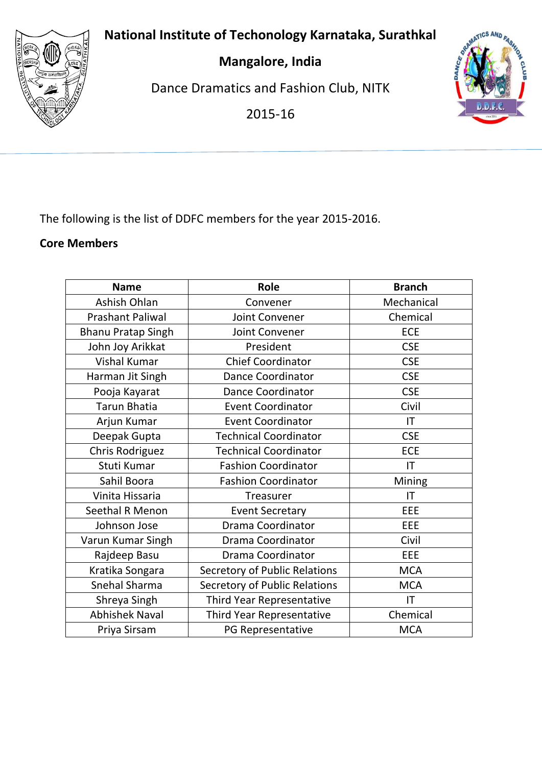# National Institute of Techonology Karnataka, Surathkal

## Mangalore, India

Dance Dramatics and Fashion Club, NITK

2015-16

The following is the list of DDFC members for the year 2015-2016.

**Core Members**

| Name | Role | Branch |
|---|---|---|
| Ashish Ohlan | Convener | Mechanical |
| Prashant Paliwal | Joint Convener | Chemical |
| Bhanu Pratap Singh | Joint Convener | ECE |
| John Joy Arikkat | President | CSE |
| Vishal Kumar | Chief Coordinator | CSE |
| Harman Jit Singh | Dance Coordinator | CSE |
| Pooja Kayarat | Dance Coordinator | CSE |
| Tarun Bhatia | Event Coordinator | Civil |
| Arjun Kumar | Event Coordinator | IT |
| Deepak Gupta | Technical Coordinator | CSE |
| Chris Rodriguez | Technical Coordinator | ECE |
| Stuti Kumar | Fashion Coordinator | IT |
| Sahil Boora | Fashion Coordinator | Mining |
| Vinita Hissaria | Treasurer | IT |
| Seethal R Menon | Event Secretary | EEE |
| Johnson Jose | Drama Coordinator | EEE |
| Varun Kumar Singh | Drama Coordinator | Civil |
| Rajdeep Basu | Drama Coordinator | EEE |
| Kratika Songara | Secretory of Public Relations | MCA |
| Snehal Sharma | Secretory of Public Relations | MCA |
| Shreya Singh | Third Year Representative | IT |
| Abhishek Naval | Third Year Representative | Chemical |
| Priya Sirsam | PG Representative | MCA |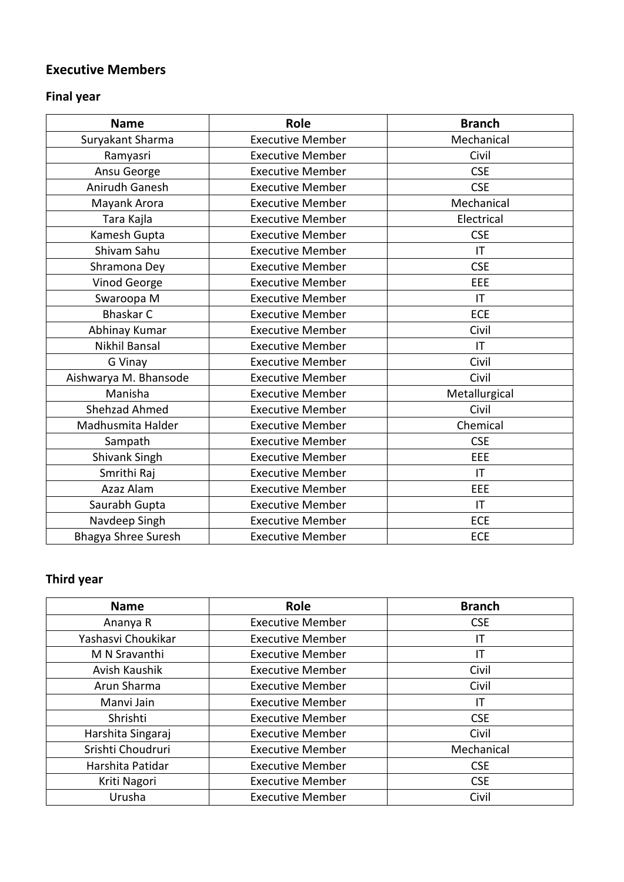## Executive Members

### Final year

| Name | Role | Branch |
|---|---|---|
| Suryakant Sharma | Executive Member | Mechanical |
| Ramyasri | Executive Member | Civil |
| Ansu George | Executive Member | CSE |
| Anirudh Ganesh | Executive Member | CSE |
| Mayank Arora | Executive Member | Mechanical |
| Tara Kajla | Executive Member | Electrical |
| Kamesh Gupta | Executive Member | CSE |
| Shivam Sahu | Executive Member | IT |
| Shramona Dey | Executive Member | CSE |
| Vinod George | Executive Member | EEE |
| Swaroopa M | Executive Member | IT |
| Bhaskar C | Executive Member | ECE |
| Abhinay Kumar | Executive Member | Civil |
| Nikhil Bansal | Executive Member | IT |
| G Vinay | Executive Member | Civil |
| Aishwarya M. Bhansode | Executive Member | Civil |
| Manisha | Executive Member | Metallurgical |
| Shehzad Ahmed | Executive Member | Civil |
| Madhusmita Halder | Executive Member | Chemical |
| Sampath | Executive Member | CSE |
| Shivank Singh | Executive Member | EEE |
| Smrithi Raj | Executive Member | IT |
| Azaz Alam | Executive Member | EEE |
| Saurabh Gupta | Executive Member | IT |
| Navdeep Singh | Executive Member | ECE |
| Bhagya Shree Suresh | Executive Member | ECE |

### Third year

| Name | Role | Branch |
|---|---|---|
| Ananya R | Executive Member | CSE |
| Yashasvi Choukikar | Executive Member | IT |
| M N Sravanthi | Executive Member | IT |
| Avish Kaushik | Executive Member | Civil |
| Arun Sharma | Executive Member | Civil |
| Manvi Jain | Executive Member | IT |
| Shrishti | Executive Member | CSE |
| Harshita Singaraj | Executive Member | Civil |
| Srishti Choudruri | Executive Member | Mechanical |
| Harshita Patidar | Executive Member | CSE |
| Kriti Nagori | Executive Member | CSE |
| Urusha | Executive Member | Civil |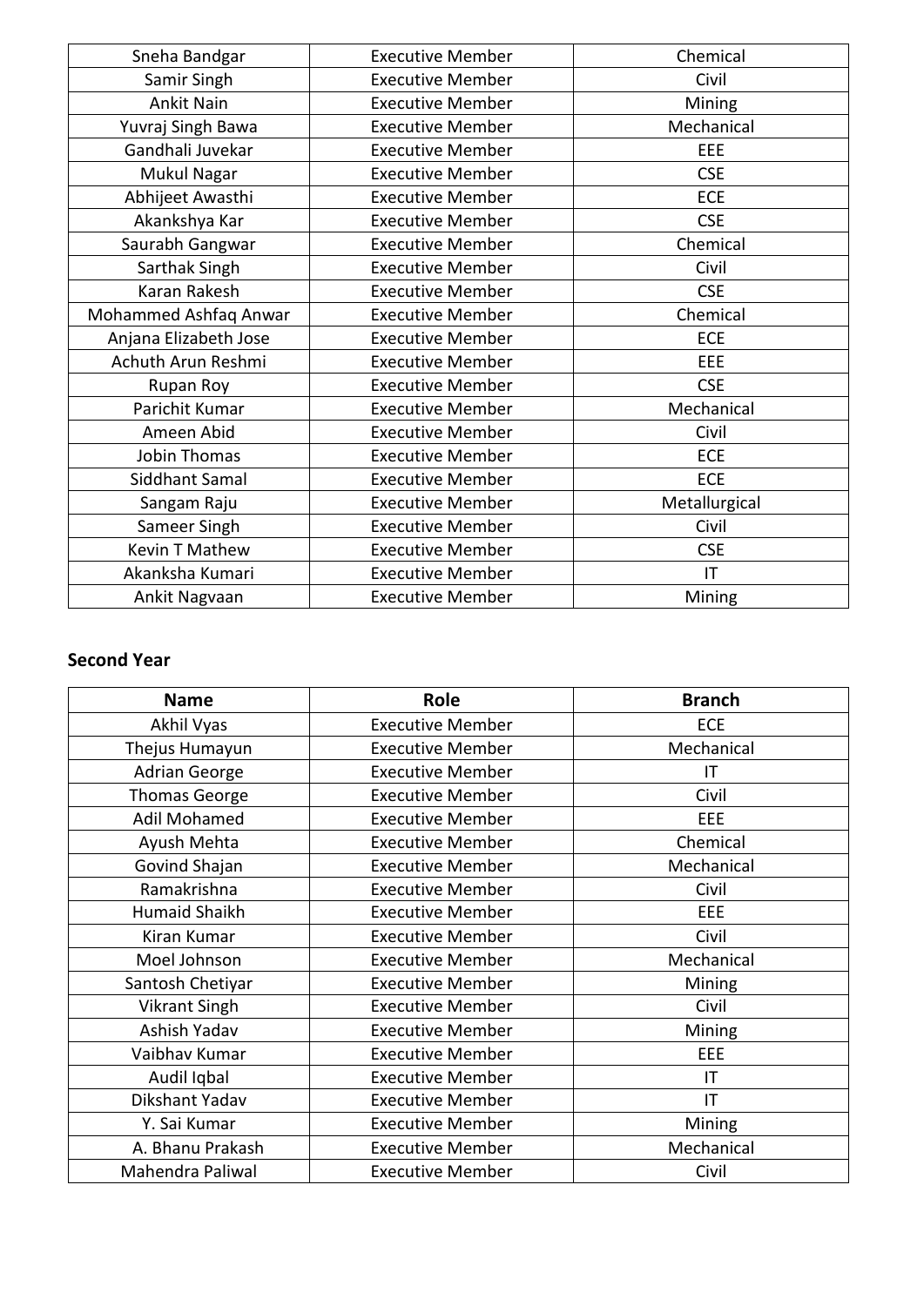| Sneha Bandgar | Executive Member | Chemical |
|---|---|---|
| Samir Singh | Executive Member | Civil |
| Ankit Nain | Executive Member | Mining |
| Yuvraj Singh Bawa | Executive Member | Mechanical |
| Gandhali Juvekar | Executive Member | EEE |
| Mukul Nagar | Executive Member | CSE |
| Abhijeet Awasthi | Executive Member | ECE |
| Akankshya Kar | Executive Member | CSE |
| Saurabh Gangwar | Executive Member | Chemical |
| Sarthak Singh | Executive Member | Civil |
| Karan Rakesh | Executive Member | CSE |
| Mohammed Ashfaq Anwar | Executive Member | Chemical |
| Anjana Elizabeth Jose | Executive Member | ECE |
| Achuth Arun Reshmi | Executive Member | EEE |
| Rupan Roy | Executive Member | CSE |
| Parichit Kumar | Executive Member | Mechanical |
| Ameen Abid | Executive Member | Civil |
| Jobin Thomas | Executive Member | ECE |
| Siddhant Samal | Executive Member | ECE |
| Sangam Raju | Executive Member | Metallurgical |
| Sameer Singh | Executive Member | Civil |
| Kevin T Mathew | Executive Member | CSE |
| Akanksha Kumari | Executive Member | IT |
| Ankit Nagvaan | Executive Member | Mining |

**Second Year**

| Name | Role | Branch |
|---|---|---|
| Akhil Vyas | Executive Member | ECE |
| Thejus Humayun | Executive Member | Mechanical |
| Adrian George | Executive Member | IT |
| Thomas George | Executive Member | Civil |
| Adil Mohamed | Executive Member | EEE |
| Ayush Mehta | Executive Member | Chemical |
| Govind Shajan | Executive Member | Mechanical |
| Ramakrishna | Executive Member | Civil |
| Humaid Shaikh | Executive Member | EEE |
| Kiran Kumar | Executive Member | Civil |
| Moel Johnson | Executive Member | Mechanical |
| Santosh Chetiyar | Executive Member | Mining |
| Vikrant Singh | Executive Member | Civil |
| Ashish Yadav | Executive Member | Mining |
| Vaibhav Kumar | Executive Member | EEE |
| Audil Iqbal | Executive Member | IT |
| Dikshant Yadav | Executive Member | IT |
| Y. Sai Kumar | Executive Member | Mining |
| A. Bhanu Prakash | Executive Member | Mechanical |
| Mahendra Paliwal | Executive Member | Civil |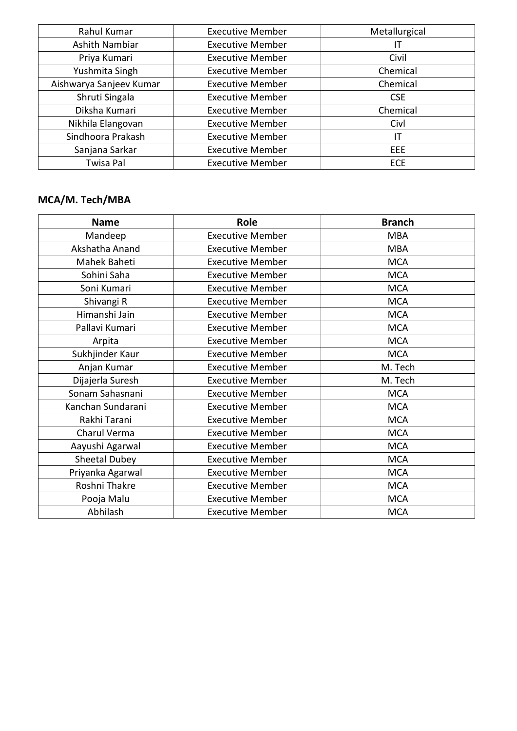| | | |
|---|---|---|
| Rahul Kumar | Executive Member | Metallurgical |
| Ashith Nambiar | Executive Member | IT |
| Priya Kumari | Executive Member | Civil |
| Yushmita Singh | Executive Member | Chemical |
| Aishwarya Sanjeev Kumar | Executive Member | Chemical |
| Shruti Singala | Executive Member | CSE |
| Diksha Kumari | Executive Member | Chemical |
| Nikhila Elangovan | Executive Member | Civl |
| Sindhoora Prakash | Executive Member | IT |
| Sanjana Sarkar | Executive Member | EEE |
| Twisa Pal | Executive Member | ECE |

## MCA/M. Tech/MBA

| Name | Role | Branch |
|---|---|---|
| Mandeep | Executive Member | MBA |
| Akshatha Anand | Executive Member | MBA |
| Mahek Baheti | Executive Member | MCA |
| Sohini Saha | Executive Member | MCA |
| Soni Kumari | Executive Member | MCA |
| Shivangi R | Executive Member | MCA |
| Himanshi Jain | Executive Member | MCA |
| Pallavi Kumari | Executive Member | MCA |
| Arpita | Executive Member | MCA |
| Sukhjinder Kaur | Executive Member | MCA |
| Anjan Kumar | Executive Member | M. Tech |
| Dijajerla Suresh | Executive Member | M. Tech |
| Sonam Sahasnani | Executive Member | MCA |
| Kanchan Sundarani | Executive Member | MCA |
| Rakhi Tarani | Executive Member | MCA |
| Charul Verma | Executive Member | MCA |
| Aayushi Agarwal | Executive Member | MCA |
| Sheetal Dubey | Executive Member | MCA |
| Priyanka Agarwal | Executive Member | MCA |
| Roshni Thakre | Executive Member | MCA |
| Pooja Malu | Executive Member | MCA |
| Abhilash | Executive Member | MCA |